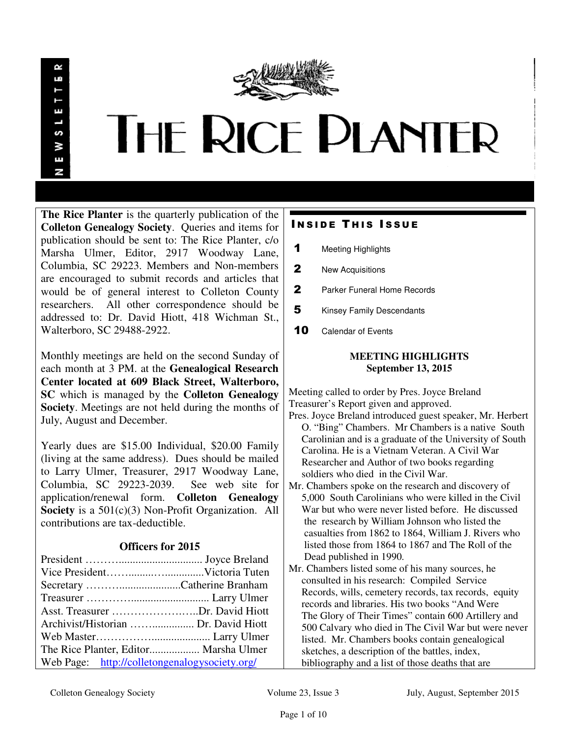NEWSLETTER

# THE RICE PLANTER

**The Rice Planter** is the quarterly publication of the **Colleton Genealogy Society**. Queries and items for publication should be sent to: The Rice Planter, c/o Marsha Ulmer, Editor, 2917 Woodway Lane, Columbia, SC 29223. Members and Non-members are encouraged to submit records and articles that would be of general interest to Colleton County researchers. All other correspondence should be addressed to: Dr. David Hiott, 418 Wichman St., Walterboro, SC 29488-2922.

Monthly meetings are held on the second Sunday of each month at 3 PM. at the **Genealogical Research Center located at 609 Black Street, Walterboro, SC** which is managed by the **Colleton Genealogy Society**. Meetings are not held during the months of July, August and December.

Yearly dues are $15.00 Individual, $20.00 Family (living at the same address). Dues should be mailed to Larry Ulmer, Treasurer, 2917 Woodway Lane, Columbia, SC 29223-2039. See web site for application/renewal form. **Colleton Genealogy Society** is a 501(c)(3) Non-Profit Organization. All contributions are tax-deductible.

### Officers for 2015

President ……….............................. Joyce Breland
Vice President……..........…...............Victoria Tuten
Secretary …….…......................Catherine Branham
Treasurer ……….…........................... Larry Ulmer
Asst. Treasurer …………………….Dr. David Hiott
Archivist/Historian ……................ Dr. David Hiott
Web Master………………..................... Larry Ulmer
The Rice Planter, Editor.................. Marsha Ulmer
Web Page: http://colletongenalogysociety.org/

## Inside This Issue

| | |
|---|---|
| 1 | Meeting Highlights |
| 2 | New Acquisitions |
| 2 | Parker Funeral Home Records |
| 5 | Kinsey Family Descendants |
| 10 | Calendar of Events |

## MEETING HIGHLIGHTS
### September 13, 2015

Meeting called to order by Pres. Joyce Breland
Treasurer's Report given and approved.
Pres. Joyce Breland introduced guest speaker, Mr. Herbert O. "Bing" Chambers. Mr Chambers is a native South Carolinian and is a graduate of the University of South Carolina. He is a Vietnam Veteran. A Civil War Researcher and Author of two books regarding soldiers who died in the Civil War.
Mr. Chambers spoke on the research and discovery of 5,000 South Carolinians who were killed in the Civil War but who were never listed before. He discussed the research by William Johnson who listed the casualties from 1862 to 1864, William J. Rivers who listed those from 1864 to 1867 and The Roll of the Dead published in 1990.
Mr. Chambers listed some of his many sources, he consulted in his research: Compiled Service Records, wills, cemetery records, tax records, equity records and libraries. His two books "And Were The Glory of Their Times" contain 600 Artillery and 500 Calvary who died in The Civil War but were never listed. Mr. Chambers books contain genealogical sketches, a description of the battles, index, bibliography and a list of those deaths that are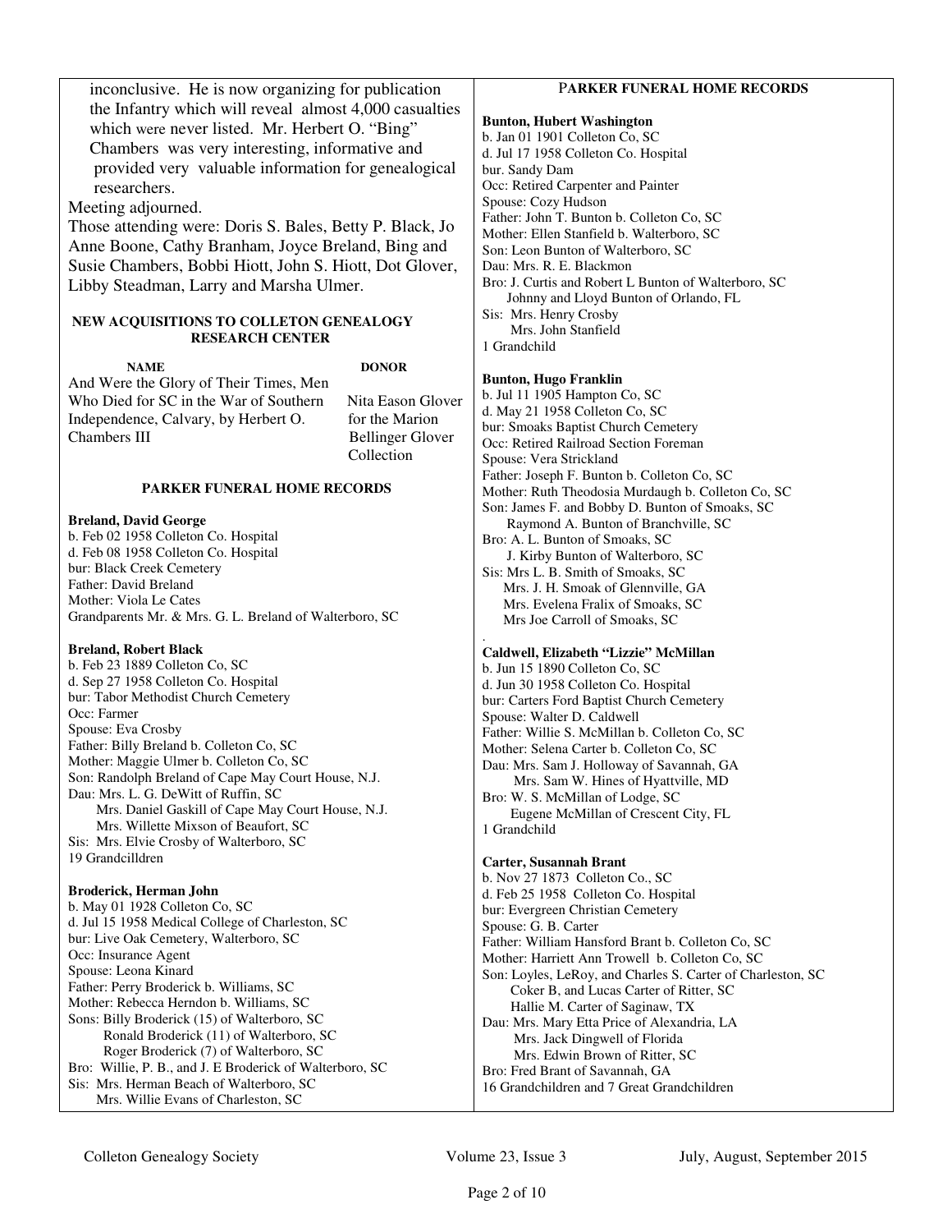inconclusive. He is now organizing for publication the Infantry which will reveal almost 4,000 casualties which were never listed. Mr. Herbert O. "Bing" Chambers was very interesting, informative and provided very valuable information for genealogical researchers.

Meeting adjourned.

Those attending were: Doris S. Bales, Betty P. Black, Jo Anne Boone, Cathy Branham, Joyce Breland, Bing and Susie Chambers, Bobbi Hiott, John S. Hiott, Dot Glover, Libby Steadman, Larry and Marsha Ulmer.

### NEW ACQUISITIONS TO COLLETON GENEALOGY RESEARCH CENTER

| NAME | DONOR |
|---|---|
| And Were the Glory of Their Times, Men Who Died for SC in the War of Southern Independence, Calvary, by Herbert O. Chambers III | Nita Eason Glover for the Marion Bellinger Glover Collection |

### PARKER FUNERAL HOME RECORDS

**Breland, David George**
b. Feb 02 1958 Colleton Co. Hospital
d. Feb 08 1958 Colleton Co. Hospital
bur: Black Creek Cemetery
Father: David Breland
Mother: Viola Le Cates
Grandparents Mr. & Mrs. G. L. Breland of Walterboro, SC

**Breland, Robert Black**
b. Feb 23 1889 Colleton Co, SC
d. Sep 27 1958 Colleton Co. Hospital
bur: Tabor Methodist Church Cemetery
Occ: Farmer
Spouse: Eva Crosby
Father: Billy Breland b. Colleton Co, SC
Mother: Maggie Ulmer b. Colleton Co, SC
Son: Randolph Breland of Cape May Court House, N.J.
Dau: Mrs. L. G. DeWitt of Ruffin, SC
Mrs. Daniel Gaskill of Cape May Court House, N.J.
Mrs. Willette Mixson of Beaufort, SC
Sis: Mrs. Elvie Crosby of Walterboro, SC
19 Grandcilldren

**Broderick, Herman John**
b. May 01 1928 Colleton Co, SC
d. Jul 15 1958 Medical College of Charleston, SC
bur: Live Oak Cemetery, Walterboro, SC
Occ: Insurance Agent
Spouse: Leona Kinard
Father: Perry Broderick b. Williams, SC
Mother: Rebecca Herndon b. Williams, SC
Sons: Billy Broderick (15) of Walterboro, SC
Ronald Broderick (11) of Walterboro, SC
Roger Broderick (7) of Walterboro, SC
Bro: Willie, P. B., and J. E Broderick of Walterboro, SC
Sis: Mrs. Herman Beach of Walterboro, SC
Mrs. Willie Evans of Charleston, SC

### PARKER FUNERAL HOME RECORDS

**Bunton, Hubert Washington**
b. Jan 01 1901 Colleton Co, SC
d. Jul 17 1958 Colleton Co. Hospital
bur. Sandy Dam
Occ: Retired Carpenter and Painter
Spouse: Cozy Hudson
Father: John T. Bunton b. Colleton Co, SC
Mother: Ellen Stanfield b. Walterboro, SC
Son: Leon Bunton of Walterboro, SC
Dau: Mrs. R. E. Blackmon
Bro: J. Curtis and Robert L Bunton of Walterboro, SC
Johnny and Lloyd Bunton of Orlando, FL
Sis: Mrs. Henry Crosby
Mrs. John Stanfield
1 Grandchild

**Bunton, Hugo Franklin**
b. Jul 11 1905 Hampton Co, SC
d. May 21 1958 Colleton Co, SC
bur: Smoaks Baptist Church Cemetery
Occ: Retired Railroad Section Foreman
Spouse: Vera Strickland
Father: Joseph F. Bunton b. Colleton Co, SC
Mother: Ruth Theodosia Murdaugh b. Colleton Co, SC
Son: James F. and Bobby D. Bunton of Smoaks, SC
Raymond A. Bunton of Branchville, SC
Bro: A. L. Bunton of Smoaks, SC
J. Kirby Bunton of Walterboro, SC
Sis: Mrs L. B. Smith of Smoaks, SC
Mrs. J. H. Smoak of Glennville, GA
Mrs. Evelena Fralix of Smoaks, SC
Mrs Joe Carroll of Smoaks, SC

**Caldwell, Elizabeth "Lizzie" McMillan**
b. Jun 15 1890 Colleton Co, SC
d. Jun 30 1958 Colleton Co. Hospital
bur: Carters Ford Baptist Church Cemetery
Spouse: Walter D. Caldwell
Father: Willie S. McMillan b. Colleton Co, SC
Mother: Selena Carter b. Colleton Co, SC
Dau: Mrs. Sam J. Holloway of Savannah, GA
Mrs. Sam W. Hines of Hyattville, MD
Bro: W. S. McMillan of Lodge, SC
Eugene McMillan of Crescent City, FL
1 Grandchild

**Carter, Susannah Brant**
b. Nov 27 1873 Colleton Co., SC
d. Feb 25 1958 Colleton Co. Hospital
bur: Evergreen Christian Cemetery
Spouse: G. B. Carter
Father: William Hansford Brant b. Colleton Co, SC
Mother: Harriett Ann Trowell b. Colleton Co, SC
Son: Loyles, LeRoy, and Charles S. Carter of Charleston, SC
Coker B, and Lucas Carter of Ritter, SC
Hallie M. Carter of Saginaw, TX
Dau: Mrs. Mary Etta Price of Alexandria, LA
Mrs. Jack Dingwell of Florida
Mrs. Edwin Brown of Ritter, SC
Bro: Fred Brant of Savannah, GA
16 Grandchildren and 7 Great Grandchildren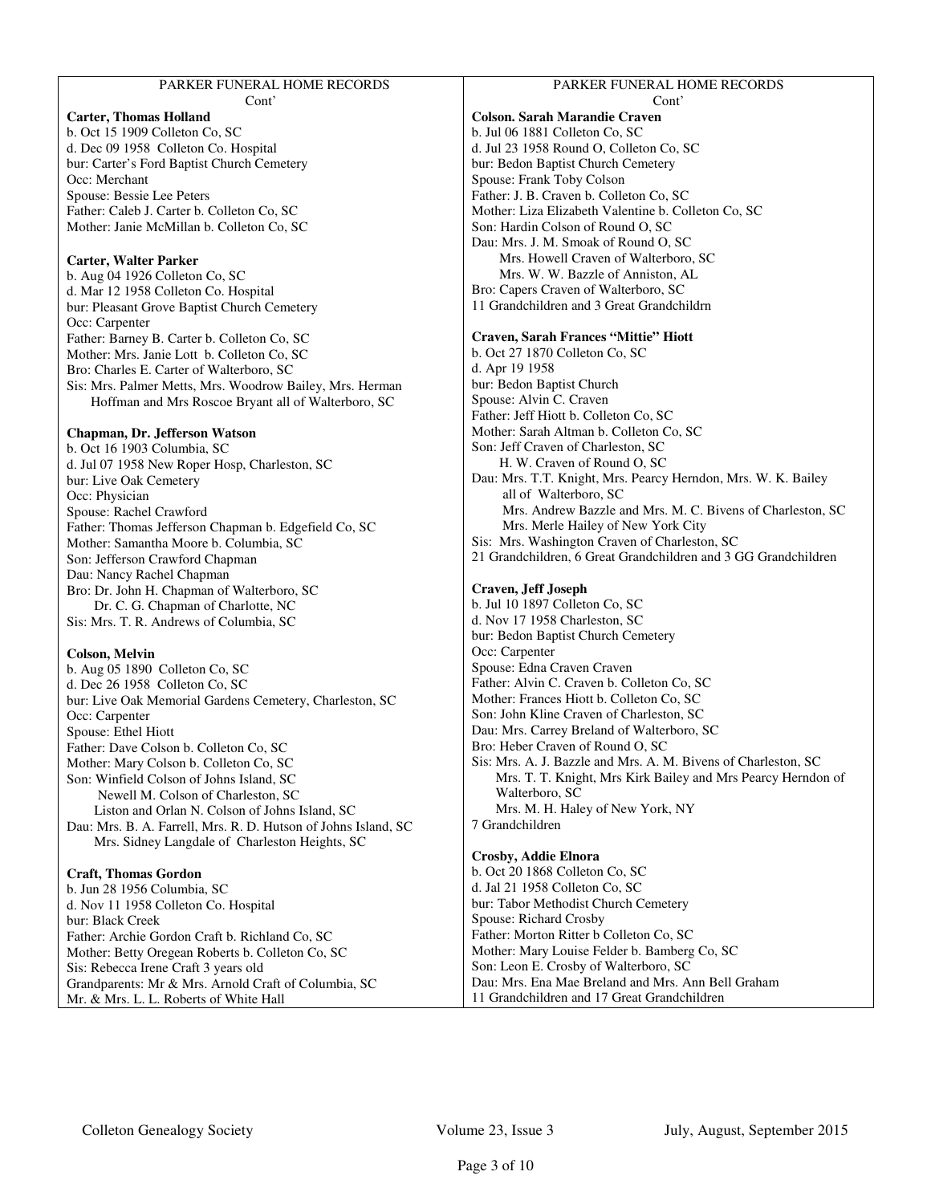PARKER FUNERAL HOME RECORDS
Cont'

**Carter, Thomas Holland**
b. Oct 15 1909 Colleton Co, SC
d. Dec 09 1958 Colleton Co. Hospital
bur: Carter's Ford Baptist Church Cemetery
Occ: Merchant
Spouse: Bessie Lee Peters
Father: Caleb J. Carter b. Colleton Co, SC
Mother: Janie McMillan b. Colleton Co, SC

**Carter, Walter Parker**
b. Aug 04 1926 Colleton Co, SC
d. Mar 12 1958 Colleton Co. Hospital
bur: Pleasant Grove Baptist Church Cemetery
Occ: Carpenter
Father: Barney B. Carter b. Colleton Co, SC
Mother: Mrs. Janie Lott b. Colleton Co, SC
Bro: Charles E. Carter of Walterboro, SC
Sis: Mrs. Palmer Metts, Mrs. Woodrow Bailey, Mrs. Herman Hoffman and Mrs Roscoe Bryant all of Walterboro, SC

**Chapman, Dr. Jefferson Watson**
b. Oct 16 1903 Columbia, SC
d. Jul 07 1958 New Roper Hosp, Charleston, SC
bur: Live Oak Cemetery
Occ: Physician
Spouse: Rachel Crawford
Father: Thomas Jefferson Chapman b. Edgefield Co, SC
Mother: Samantha Moore b. Columbia, SC
Son: Jefferson Crawford Chapman
Dau: Nancy Rachel Chapman
Bro: Dr. John H. Chapman of Walterboro, SC
Dr. C. G. Chapman of Charlotte, NC
Sis: Mrs. T. R. Andrews of Columbia, SC

**Colson, Melvin**
b. Aug 05 1890 Colleton Co, SC
d. Dec 26 1958 Colleton Co, SC
bur: Live Oak Memorial Gardens Cemetery, Charleston, SC
Occ: Carpenter
Spouse: Ethel Hiott
Father: Dave Colson b. Colleton Co, SC
Mother: Mary Colson b. Colleton Co, SC
Son: Winfield Colson of Johns Island, SC
Newell M. Colson of Charleston, SC
Liston and Orlan N. Colson of Johns Island, SC
Dau: Mrs. B. A. Farrell, Mrs. R. D. Hutson of Johns Island, SC
Mrs. Sidney Langdale of Charleston Heights, SC

**Craft, Thomas Gordon**
b. Jun 28 1956 Columbia, SC
d. Nov 11 1958 Colleton Co. Hospital
bur: Black Creek
Father: Archie Gordon Craft b. Richland Co, SC
Mother: Betty Oregean Roberts b. Colleton Co, SC
Sis: Rebecca Irene Craft 3 years old
Grandparents: Mr & Mrs. Arnold Craft of Columbia, SC
Mr. & Mrs. L. L. Roberts of White Hall

PARKER FUNERAL HOME RECORDS
Cont'

**Colson. Sarah Marandie Craven**
b. Jul 06 1881 Colleton Co, SC
d. Jul 23 1958 Round O, Colleton Co, SC
bur: Bedon Baptist Church Cemetery
Spouse: Frank Toby Colson
Father: J. B. Craven b. Colleton Co, SC
Mother: Liza Elizabeth Valentine b. Colleton Co, SC
Son: Hardin Colson of Round O, SC
Dau: Mrs. J. M. Smoak of Round O, SC
Mrs. Howell Craven of Walterboro, SC
Mrs. W. W. Bazzle of Anniston, AL
Bro: Capers Craven of Walterboro, SC
11 Grandchildren and 3 Great Grandchildrn

**Craven, Sarah Frances "Mittie" Hiott**
b. Oct 27 1870 Colleton Co, SC
d. Apr 19 1958
bur: Bedon Baptist Church
Spouse: Alvin C. Craven
Father: Jeff Hiott b. Colleton Co, SC
Mother: Sarah Altman b. Colleton Co, SC
Son: Jeff Craven of Charleston, SC
H. W. Craven of Round O, SC
Dau: Mrs. T.T. Knight, Mrs. Pearcy Herndon, Mrs. W. K. Bailey all of Walterboro, SC
Mrs. Andrew Bazzle and Mrs. M. C. Bivens of Charleston, SC
Mrs. Merle Hailey of New York City
Sis: Mrs. Washington Craven of Charleston, SC
21 Grandchildren, 6 Great Grandchildren and 3 GG Grandchildren

**Craven, Jeff Joseph**
b. Jul 10 1897 Colleton Co, SC
d. Nov 17 1958 Charleston, SC
bur: Bedon Baptist Church Cemetery
Occ: Carpenter
Spouse: Edna Craven Craven
Father: Alvin C. Craven b. Colleton Co, SC
Mother: Frances Hiott b. Colleton Co, SC
Son: John Kline Craven of Charleston, SC
Dau: Mrs. Carrey Breland of Walterboro, SC
Bro: Heber Craven of Round O, SC
Sis: Mrs. A. J. Bazzle and Mrs. A. M. Bivens of Charleston, SC
Mrs. T. T. Knight, Mrs Kirk Bailey and Mrs Pearcy Herndon of Walterboro, SC
Mrs. M. H. Haley of New York, NY
7 Grandchildren

**Crosby, Addie Elnora**
b. Oct 20 1868 Colleton Co, SC
d. Jal 21 1958 Colleton Co, SC
bur: Tabor Methodist Church Cemetery
Spouse: Richard Crosby
Father: Morton Ritter b Colleton Co, SC
Mother: Mary Louise Felder b. Bamberg Co, SC
Son: Leon E. Crosby of Walterboro, SC
Dau: Mrs. Ena Mae Breland and Mrs. Ann Bell Graham
11 Grandchildren and 17 Great Grandchildren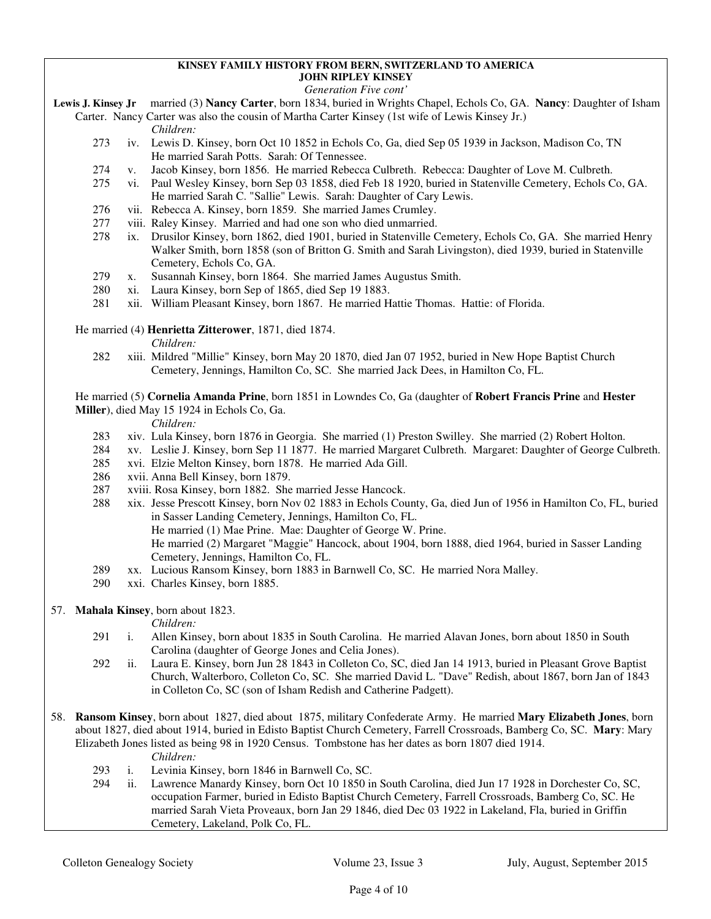**KINSEY FAMILY HISTORY FROM BERN, SWITZERLAND TO AMERICA**
**JOHN RIPLEY KINSEY**
*Generation Five cont'*

**Lewis J. Kinsey Jr** married (3) **Nancy Carter**, born 1834, buried in Wrights Chapel, Echols Co, GA. **Nancy**: Daughter of Isham Carter. Nancy Carter was also the cousin of Martha Carter Kinsey (1st wife of Lewis Kinsey Jr.)

*Children:*

- 273 iv. Lewis D. Kinsey, born Oct 10 1852 in Echols Co, Ga, died Sep 05 1939 in Jackson, Madison Co, TN. He married Sarah Potts. Sarah: Of Tennessee.
- 274 v. Jacob Kinsey, born 1856. He married Rebecca Culbreth. Rebecca: Daughter of Love M. Culbreth.
- 275 vi. Paul Wesley Kinsey, born Sep 03 1858, died Feb 18 1920, buried in Statenville Cemetery, Echols Co, GA. He married Sarah C. "Sallie" Lewis. Sarah: Daughter of Cary Lewis.
- 276 vii. Rebecca A. Kinsey, born 1859. She married James Crumley.
- 277 viii. Raley Kinsey. Married and had one son who died unmarried.
- 278 ix. Drusilor Kinsey, born 1862, died 1901, buried in Statenville Cemetery, Echols Co, GA. She married Henry Walker Smith, born 1858 (son of Britton G. Smith and Sarah Livingston), died 1939, buried in Statenville Cemetery, Echols Co, GA.
- 279 x. Susannah Kinsey, born 1864. She married James Augustus Smith.
- 280 xi. Laura Kinsey, born Sep of 1865, died Sep 19 1883.
- 281 xii. William Pleasant Kinsey, born 1867. He married Hattie Thomas. Hattie: of Florida.

He married (4) **Henrietta Zitterower**, 1871, died 1874.

*Children:*

- 282 xiii. Mildred "Millie" Kinsey, born May 20 1870, died Jan 07 1952, buried in New Hope Baptist Church Cemetery, Jennings, Hamilton Co, SC. She married Jack Dees, in Hamilton Co, FL.

He married (5) **Cornelia Amanda Prine**, born 1851 in Lowndes Co, Ga (daughter of **Robert Francis Prine** and **Hester Miller**), died May 15 1924 in Echols Co, Ga.

*Children:*

- 283 xiv. Lula Kinsey, born 1876 in Georgia. She married (1) Preston Swilley. She married (2) Robert Holton.
- 284 xv. Leslie J. Kinsey, born Sep 11 1877. He married Margaret Culbreth. Margaret: Daughter of George Culbreth.
- 285 xvi. Elzie Melton Kinsey, born 1878. He married Ada Gill.
- 286 xvii. Anna Bell Kinsey, born 1879.
- 287 xviii. Rosa Kinsey, born 1882. She married Jesse Hancock.
- 288 xix. Jesse Prescott Kinsey, born Nov 02 1883 in Echols County, Ga, died Jun of 1956 in Hamilton Co, FL, buried in Sasser Landing Cemetery, Jennings, Hamilton Co, FL.
  He married (1) Mae Prine. Mae: Daughter of George W. Prine.
  He married (2) Margaret "Maggie" Hancock, about 1904, born 1888, died 1964, buried in Sasser Landing Cemetery, Jennings, Hamilton Co, FL.
- 289 xx. Lucious Ransom Kinsey, born 1883 in Barnwell Co, SC. He married Nora Malley.
- 290 xxi. Charles Kinsey, born 1885.

57. **Mahala Kinsey**, born about 1823.

*Children:*

- 291 i. Allen Kinsey, born about 1835 in South Carolina. He married Alavan Jones, born about 1850 in South Carolina (daughter of George Jones and Celia Jones).
- 292 ii. Laura E. Kinsey, born Jun 28 1843 in Colleton Co, SC, died Jan 14 1913, buried in Pleasant Grove Baptist Church, Walterboro, Colleton Co, SC. She married David L. "Dave" Redish, about 1867, born Jan of 1843 in Colleton Co, SC (son of Isham Redish and Catherine Padgett).

58. **Ransom Kinsey**, born about 1827, died about 1875, military Confederate Army. He married **Mary Elizabeth Jones**, born about 1827, died about 1914, buried in Edisto Baptist Church Cemetery, Farrell Crossroads, Bamberg Co, SC. **Mary**: Mary Elizabeth Jones listed as being 98 in 1920 Census. Tombstone has her dates as born 1807 died 1914.

*Children:*

- 293 i. Levinia Kinsey, born 1846 in Barnwell Co, SC.
- 294 ii. Lawrence Manardy Kinsey, born Oct 10 1850 in South Carolina, died Jun 17 1928 in Dorchester Co, SC, occupation Farmer, buried in Edisto Baptist Church Cemetery, Farrell Crossroads, Bamberg Co, SC. He married Sarah Vieta Proveaux, born Jan 29 1846, died Dec 03 1922 in Lakeland, Fla, buried in Griffin Cemetery, Lakeland, Polk Co, FL.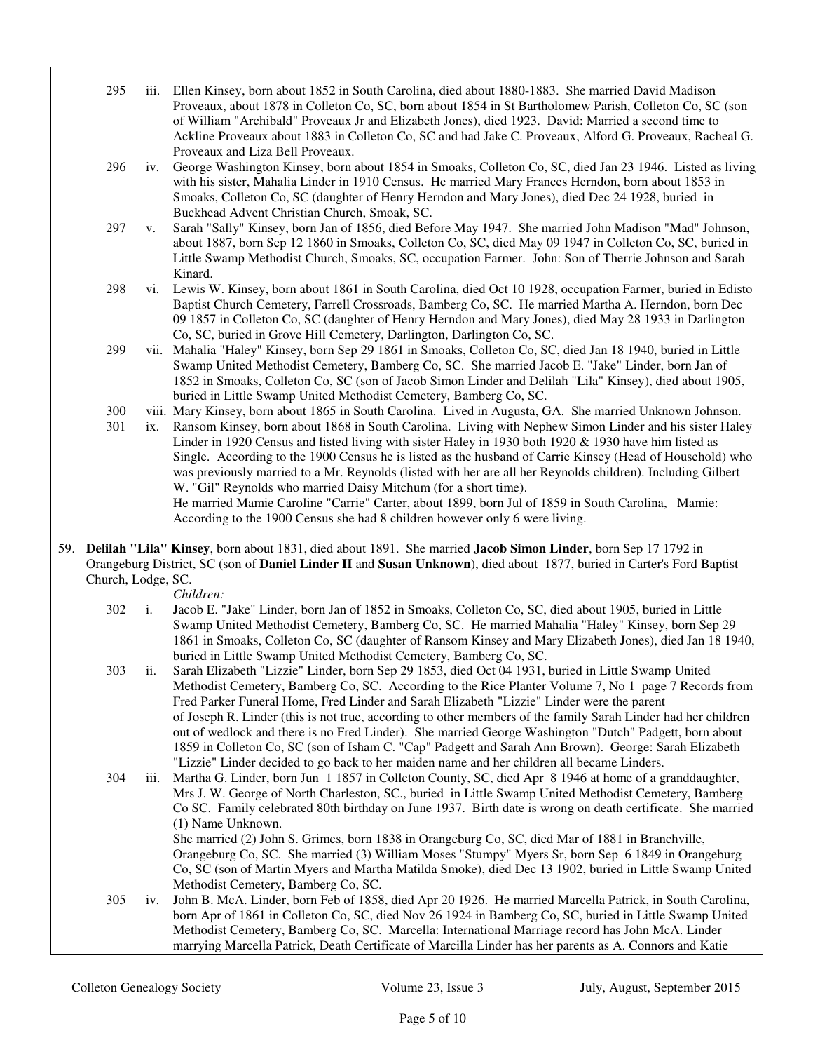295 iii. Ellen Kinsey, born about 1852 in South Carolina, died about 1880-1883. She married David Madison Proveaux, about 1878 in Colleton Co, SC, born about 1854 in St Bartholomew Parish, Colleton Co, SC (son of William "Archibald" Proveaux Jr and Elizabeth Jones), died 1923. David: Married a second time to Ackline Proveaux about 1883 in Colleton Co, SC and had Jake C. Proveaux, Alford G. Proveaux, Racheal G. Proveaux and Liza Bell Proveaux.

296 iv. George Washington Kinsey, born about 1854 in Smoaks, Colleton Co, SC, died Jan 23 1946. Listed as living with his sister, Mahalia Linder in 1910 Census. He married Mary Frances Herndon, born about 1853 in Smoaks, Colleton Co, SC (daughter of Henry Herndon and Mary Jones), died Dec 24 1928, buried in Buckhead Advent Christian Church, Smoak, SC.

297 v. Sarah "Sally" Kinsey, born Jan of 1856, died Before May 1947. She married John Madison "Mad" Johnson, about 1887, born Sep 12 1860 in Smoaks, Colleton Co, SC, died May 09 1947 in Colleton Co, SC, buried in Little Swamp Methodist Church, Smoaks, SC, occupation Farmer. John: Son of Therrie Johnson and Sarah Kinard.

298 vi. Lewis W. Kinsey, born about 1861 in South Carolina, died Oct 10 1928, occupation Farmer, buried in Edisto Baptist Church Cemetery, Farrell Crossroads, Bamberg Co, SC. He married Martha A. Herndon, born Dec 09 1857 in Colleton Co, SC (daughter of Henry Herndon and Mary Jones), died May 28 1933 in Darlington Co, SC, buried in Grove Hill Cemetery, Darlington, Darlington Co, SC.

299 vii. Mahalia "Haley" Kinsey, born Sep 29 1861 in Smoaks, Colleton Co, SC, died Jan 18 1940, buried in Little Swamp United Methodist Cemetery, Bamberg Co, SC. She married Jacob E. "Jake" Linder, born Jan of 1852 in Smoaks, Colleton Co, SC (son of Jacob Simon Linder and Delilah "Lila" Kinsey), died about 1905, buried in Little Swamp United Methodist Cemetery, Bamberg Co, SC.

300 viii. Mary Kinsey, born about 1865 in South Carolina. Lived in Augusta, GA. She married Unknown Johnson.

301 ix. Ransom Kinsey, born about 1868 in South Carolina. Living with Nephew Simon Linder and his sister Haley Linder in 1920 Census and listed living with sister Haley in 1930 both 1920 & 1930 have him listed as Single. According to the 1900 Census he is listed as the husband of Carrie Kinsey (Head of Household) who was previously married to a Mr. Reynolds (listed with her are all her Reynolds children). Including Gilbert W. "Gil" Reynolds who married Daisy Mitchum (for a short time).
He married Mamie Caroline "Carrie" Carter, about 1899, born Jul of 1859 in South Carolina, Mamie: According to the 1900 Census she had 8 children however only 6 were living.

59. **Delilah "Lila" Kinsey**, born about 1831, died about 1891. She married **Jacob Simon Linder**, born Sep 17 1792 in Orangeburg District, SC (son of **Daniel Linder II** and **Susan Unknown**), died about 1877, buried in Carter's Ford Baptist Church, Lodge, SC.

*Children:*

302 i. Jacob E. "Jake" Linder, born Jan of 1852 in Smoaks, Colleton Co, SC, died about 1905, buried in Little Swamp United Methodist Cemetery, Bamberg Co, SC. He married Mahalia "Haley" Kinsey, born Sep 29 1861 in Smoaks, Colleton Co, SC (daughter of Ransom Kinsey and Mary Elizabeth Jones), died Jan 18 1940, buried in Little Swamp United Methodist Cemetery, Bamberg Co, SC.

303 ii. Sarah Elizabeth "Lizzie" Linder, born Sep 29 1853, died Oct 04 1931, buried in Little Swamp United Methodist Cemetery, Bamberg Co, SC. According to the Rice Planter Volume 7, No 1 page 7 Records from Fred Parker Funeral Home, Fred Linder and Sarah Elizabeth "Lizzie" Linder were the parent of Joseph R. Linder (this is not true, according to other members of the family Sarah Linder had her children out of wedlock and there is no Fred Linder). She married George Washington "Dutch" Padgett, born about 1859 in Colleton Co, SC (son of Isham C. "Cap" Padgett and Sarah Ann Brown). George: Sarah Elizabeth "Lizzie" Linder decided to go back to her maiden name and her children all became Linders.

304 iii. Martha G. Linder, born Jun 1 1857 in Colleton County, SC, died Apr 8 1946 at home of a granddaughter, Mrs J. W. George of North Charleston, SC., buried in Little Swamp United Methodist Cemetery, Bamberg Co SC. Family celebrated 80th birthday on June 1937. Birth date is wrong on death certificate. She married (1) Name Unknown.
She married (2) John S. Grimes, born 1838 in Orangeburg Co, SC, died Mar of 1881 in Branchville, Orangeburg Co, SC. She married (3) William Moses "Stumpy" Myers Sr, born Sep 6 1849 in Orangeburg Co, SC (son of Martin Myers and Martha Matilda Smoke), died Dec 13 1902, buried in Little Swamp United Methodist Cemetery, Bamberg Co, SC.

305 iv. John B. McA. Linder, born Feb of 1858, died Apr 20 1926. He married Marcella Patrick, in South Carolina, born Apr of 1861 in Colleton Co, SC, died Nov 26 1924 in Bamberg Co, SC, buried in Little Swamp United Methodist Cemetery, Bamberg Co, SC. Marcella: International Marriage record has John McA. Linder marrying Marcella Patrick, Death Certificate of Marcilla Linder has her parents as A. Connors and Katie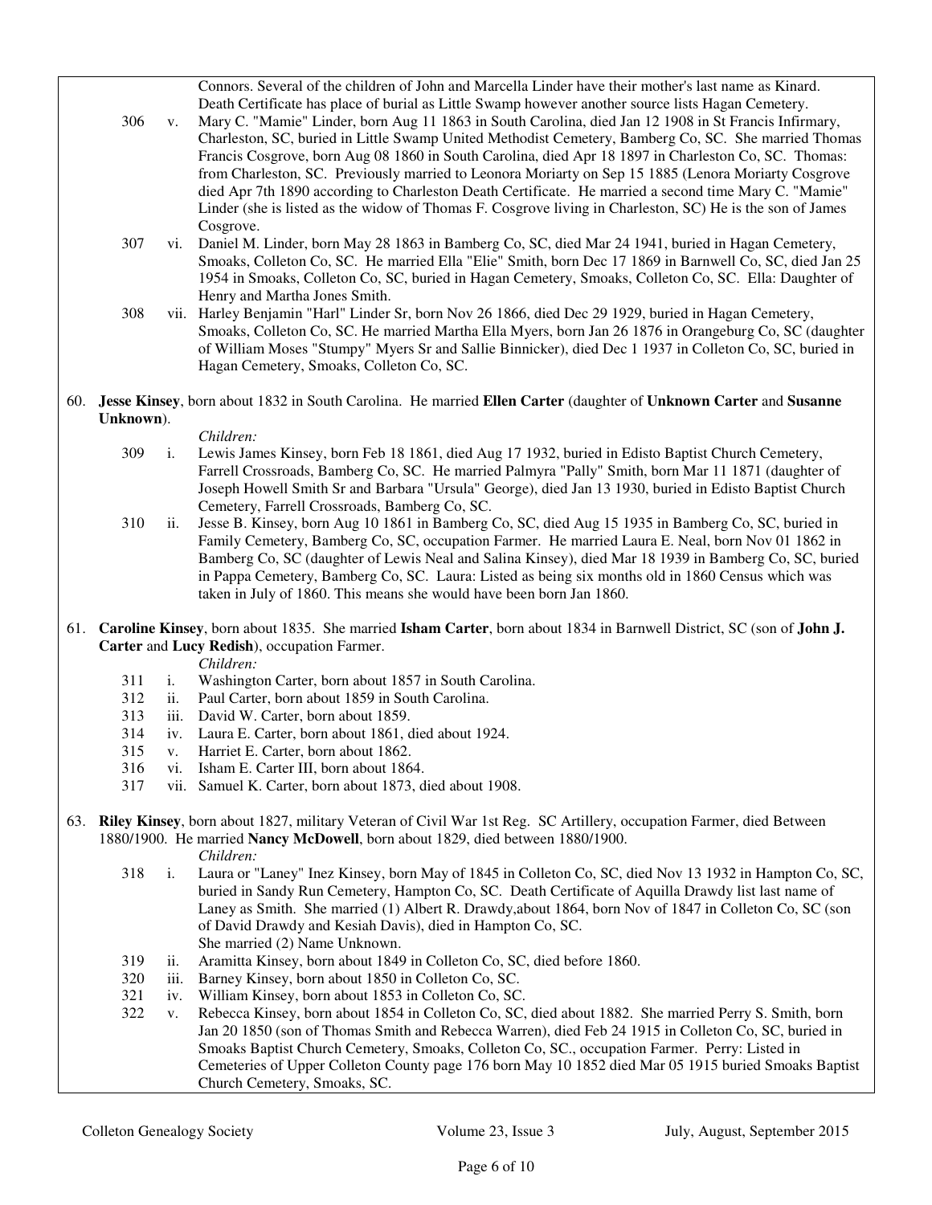Connors. Several of the children of John and Marcella Linder have their mother's last name as Kinard. Death Certificate has place of burial as Little Swamp however another source lists Hagan Cemetery.

306 v. Mary C. "Mamie" Linder, born Aug 11 1863 in South Carolina, died Jan 12 1908 in St Francis Infirmary, Charleston, SC, buried in Little Swamp United Methodist Cemetery, Bamberg Co, SC. She married Thomas Francis Cosgrove, born Aug 08 1860 in South Carolina, died Apr 18 1897 in Charleston Co, SC. Thomas: from Charleston, SC. Previously married to Leonora Moriarty on Sep 15 1885 (Lenora Moriarty Cosgrove died Apr 7th 1890 according to Charleston Death Certificate. He married a second time Mary C. "Mamie" Linder (she is listed as the widow of Thomas F. Cosgrove living in Charleston, SC) He is the son of James Cosgrove.

307 vi. Daniel M. Linder, born May 28 1863 in Bamberg Co, SC, died Mar 24 1941, buried in Hagan Cemetery, Smoaks, Colleton Co, SC. He married Ella "Elie" Smith, born Dec 17 1869 in Barnwell Co, SC, died Jan 25 1954 in Smoaks, Colleton Co, SC, buried in Hagan Cemetery, Smoaks, Colleton Co, SC. Ella: Daughter of Henry and Martha Jones Smith.

308 vii. Harley Benjamin "Harl" Linder Sr, born Nov 26 1866, died Dec 29 1929, buried in Hagan Cemetery, Smoaks, Colleton Co, SC. He married Martha Ella Myers, born Jan 26 1876 in Orangeburg Co, SC (daughter of William Moses "Stumpy" Myers Sr and Sallie Binnicker), died Dec 1 1937 in Colleton Co, SC, buried in Hagan Cemetery, Smoaks, Colleton Co, SC.

60. **Jesse Kinsey**, born about 1832 in South Carolina. He married **Ellen Carter** (daughter of **Unknown Carter** and **Susanne Unknown**).

*Children:*

309 i. Lewis James Kinsey, born Feb 18 1861, died Aug 17 1932, buried in Edisto Baptist Church Cemetery, Farrell Crossroads, Bamberg Co, SC. He married Palmyra "Pally" Smith, born Mar 11 1871 (daughter of Joseph Howell Smith Sr and Barbara "Ursula" George), died Jan 13 1930, buried in Edisto Baptist Church Cemetery, Farrell Crossroads, Bamberg Co, SC.

310 ii. Jesse B. Kinsey, born Aug 10 1861 in Bamberg Co, SC, died Aug 15 1935 in Bamberg Co, SC, buried in Family Cemetery, Bamberg Co, SC, occupation Farmer. He married Laura E. Neal, born Nov 01 1862 in Bamberg Co, SC (daughter of Lewis Neal and Salina Kinsey), died Mar 18 1939 in Bamberg Co, SC, buried in Pappa Cemetery, Bamberg Co, SC. Laura: Listed as being six months old in 1860 Census which was taken in July of 1860. This means she would have been born Jan 1860.

61. **Caroline Kinsey**, born about 1835. She married **Isham Carter**, born about 1834 in Barnwell District, SC (son of **John J. Carter** and **Lucy Redish**), occupation Farmer.

*Children:*

311 i. Washington Carter, born about 1857 in South Carolina.
312 ii. Paul Carter, born about 1859 in South Carolina.
313 iii. David W. Carter, born about 1859.
314 iv. Laura E. Carter, born about 1861, died about 1924.
315 v. Harriet E. Carter, born about 1862.
316 vi. Isham E. Carter III, born about 1864.
317 vii. Samuel K. Carter, born about 1873, died about 1908.

63. **Riley Kinsey**, born about 1827, military Veteran of Civil War 1st Reg. SC Artillery, occupation Farmer, died Between 1880/1900. He married **Nancy McDowell**, born about 1829, died between 1880/1900.

*Children:*

318 i. Laura or "Laney" Inez Kinsey, born May of 1845 in Colleton Co, SC, died Nov 13 1932 in Hampton Co, SC, buried in Sandy Run Cemetery, Hampton Co, SC. Death Certificate of Aquilla Drawdy list last name of Laney as Smith. She married (1) Albert R. Drawdy,about 1864, born Nov of 1847 in Colleton Co, SC (son of David Drawdy and Kesiah Davis), died in Hampton Co, SC.
She married (2) Name Unknown.

319 ii. Aramitta Kinsey, born about 1849 in Colleton Co, SC, died before 1860.
320 iii. Barney Kinsey, born about 1850 in Colleton Co, SC.
321 iv. William Kinsey, born about 1853 in Colleton Co, SC.
322 v. Rebecca Kinsey, born about 1854 in Colleton Co, SC, died about 1882. She married Perry S. Smith, born Jan 20 1850 (son of Thomas Smith and Rebecca Warren), died Feb 24 1915 in Colleton Co, SC, buried in Smoaks Baptist Church Cemetery, Smoaks, Colleton Co, SC., occupation Farmer. Perry: Listed in Cemeteries of Upper Colleton County page 176 born May 10 1852 died Mar 05 1915 buried Smoaks Baptist Church Cemetery, Smoaks, SC.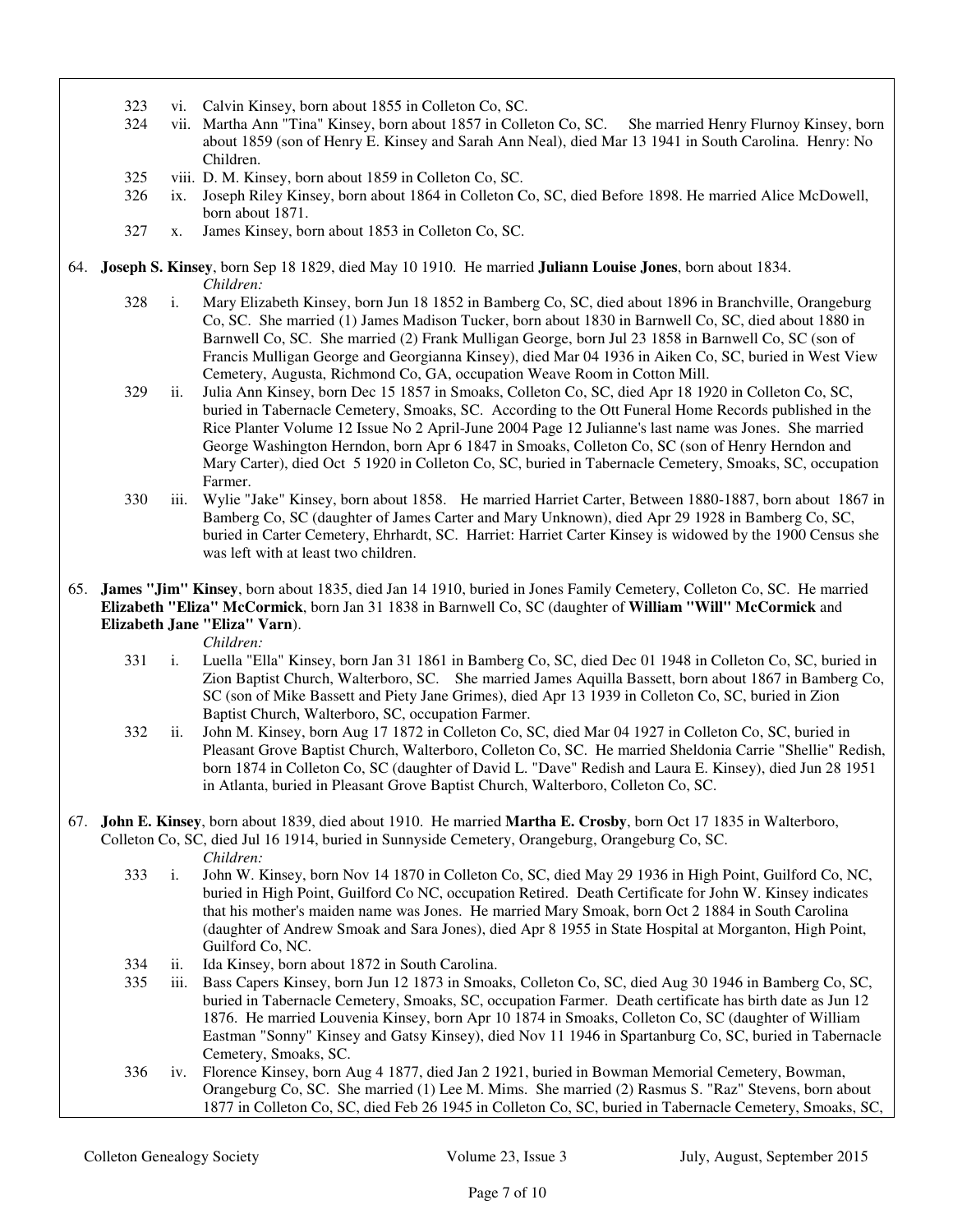323 vi. Calvin Kinsey, born about 1855 in Colleton Co, SC.

324 vii. Martha Ann "Tina" Kinsey, born about 1857 in Colleton Co, SC. She married Henry Flurnoy Kinsey, born about 1859 (son of Henry E. Kinsey and Sarah Ann Neal), died Mar 13 1941 in South Carolina. Henry: No Children.

325 viii. D. M. Kinsey, born about 1859 in Colleton Co, SC.

326 ix. Joseph Riley Kinsey, born about 1864 in Colleton Co, SC, died Before 1898. He married Alice McDowell, born about 1871.

327 x. James Kinsey, born about 1853 in Colleton Co, SC.

64. **Joseph S. Kinsey**, born Sep 18 1829, died May 10 1910. He married **Juliann Louise Jones**, born about 1834.

*Children:*

328 i. Mary Elizabeth Kinsey, born Jun 18 1852 in Bamberg Co, SC, died about 1896 in Branchville, Orangeburg Co, SC. She married (1) James Madison Tucker, born about 1830 in Barnwell Co, SC, died about 1880 in Barnwell Co, SC. She married (2) Frank Mulligan George, born Jul 23 1858 in Barnwell Co, SC (son of Francis Mulligan George and Georgianna Kinsey), died Mar 04 1936 in Aiken Co, SC, buried in West View Cemetery, Augusta, Richmond Co, GA, occupation Weave Room in Cotton Mill.

329 ii. Julia Ann Kinsey, born Dec 15 1857 in Smoaks, Colleton Co, SC, died Apr 18 1920 in Colleton Co, SC, buried in Tabernacle Cemetery, Smoaks, SC. According to the Ott Funeral Home Records published in the Rice Planter Volume 12 Issue No 2 April-June 2004 Page 12 Julianne's last name was Jones. She married George Washington Herndon, born Apr 6 1847 in Smoaks, Colleton Co, SC (son of Henry Herndon and Mary Carter), died Oct 5 1920 in Colleton Co, SC, buried in Tabernacle Cemetery, Smoaks, SC, occupation Farmer.

330 iii. Wylie "Jake" Kinsey, born about 1858. He married Harriet Carter, Between 1880-1887, born about 1867 in Bamberg Co, SC (daughter of James Carter and Mary Unknown), died Apr 29 1928 in Bamberg Co, SC, buried in Carter Cemetery, Ehrhardt, SC. Harriet: Harriet Carter Kinsey is widowed by the 1900 Census she was left with at least two children.

65. **James "Jim" Kinsey**, born about 1835, died Jan 14 1910, buried in Jones Family Cemetery, Colleton Co, SC. He married **Elizabeth "Eliza" McCormick**, born Jan 31 1838 in Barnwell Co, SC (daughter of **William "Will" McCormick** and **Elizabeth Jane "Eliza" Varn**).

*Children:*

331 i. Luella "Ella" Kinsey, born Jan 31 1861 in Bamberg Co, SC, died Dec 01 1948 in Colleton Co, SC, buried in Zion Baptist Church, Walterboro, SC. She married James Aquilla Bassett, born about 1867 in Bamberg Co, SC (son of Mike Bassett and Piety Jane Grimes), died Apr 13 1939 in Colleton Co, SC, buried in Zion Baptist Church, Walterboro, SC, occupation Farmer.

332 ii. John M. Kinsey, born Aug 17 1872 in Colleton Co, SC, died Mar 04 1927 in Colleton Co, SC, buried in Pleasant Grove Baptist Church, Walterboro, Colleton Co, SC. He married Sheldonia Carrie "Shellie" Redish, born 1874 in Colleton Co, SC (daughter of David L. "Dave" Redish and Laura E. Kinsey), died Jun 28 1951 in Atlanta, buried in Pleasant Grove Baptist Church, Walterboro, Colleton Co, SC.

67. **John E. Kinsey**, born about 1839, died about 1910. He married **Martha E. Crosby**, born Oct 17 1835 in Walterboro, Colleton Co, SC, died Jul 16 1914, buried in Sunnyside Cemetery, Orangeburg, Orangeburg Co, SC.

*Children:*

333 i. John W. Kinsey, born Nov 14 1870 in Colleton Co, SC, died May 29 1936 in High Point, Guilford Co, NC, buried in High Point, Guilford Co NC, occupation Retired. Death Certificate for John W. Kinsey indicates that his mother's maiden name was Jones. He married Mary Smoak, born Oct 2 1884 in South Carolina (daughter of Andrew Smoak and Sara Jones), died Apr 8 1955 in State Hospital at Morganton, High Point, Guilford Co, NC.

334 ii. Ida Kinsey, born about 1872 in South Carolina.

335 iii. Bass Capers Kinsey, born Jun 12 1873 in Smoaks, Colleton Co, SC, died Aug 30 1946 in Bamberg Co, SC, buried in Tabernacle Cemetery, Smoaks, SC, occupation Farmer. Death certificate has birth date as Jun 12 1876. He married Louvenia Kinsey, born Apr 10 1874 in Smoaks, Colleton Co, SC (daughter of William Eastman "Sonny" Kinsey and Gatsy Kinsey), died Nov 11 1946 in Spartanburg Co, SC, buried in Tabernacle Cemetery, Smoaks, SC.

336 iv. Florence Kinsey, born Aug 4 1877, died Jan 2 1921, buried in Bowman Memorial Cemetery, Bowman, Orangeburg Co, SC. She married (1) Lee M. Mims. She married (2) Rasmus S. "Raz" Stevens, born about 1877 in Colleton Co, SC, died Feb 26 1945 in Colleton Co, SC, buried in Tabernacle Cemetery, Smoaks, SC,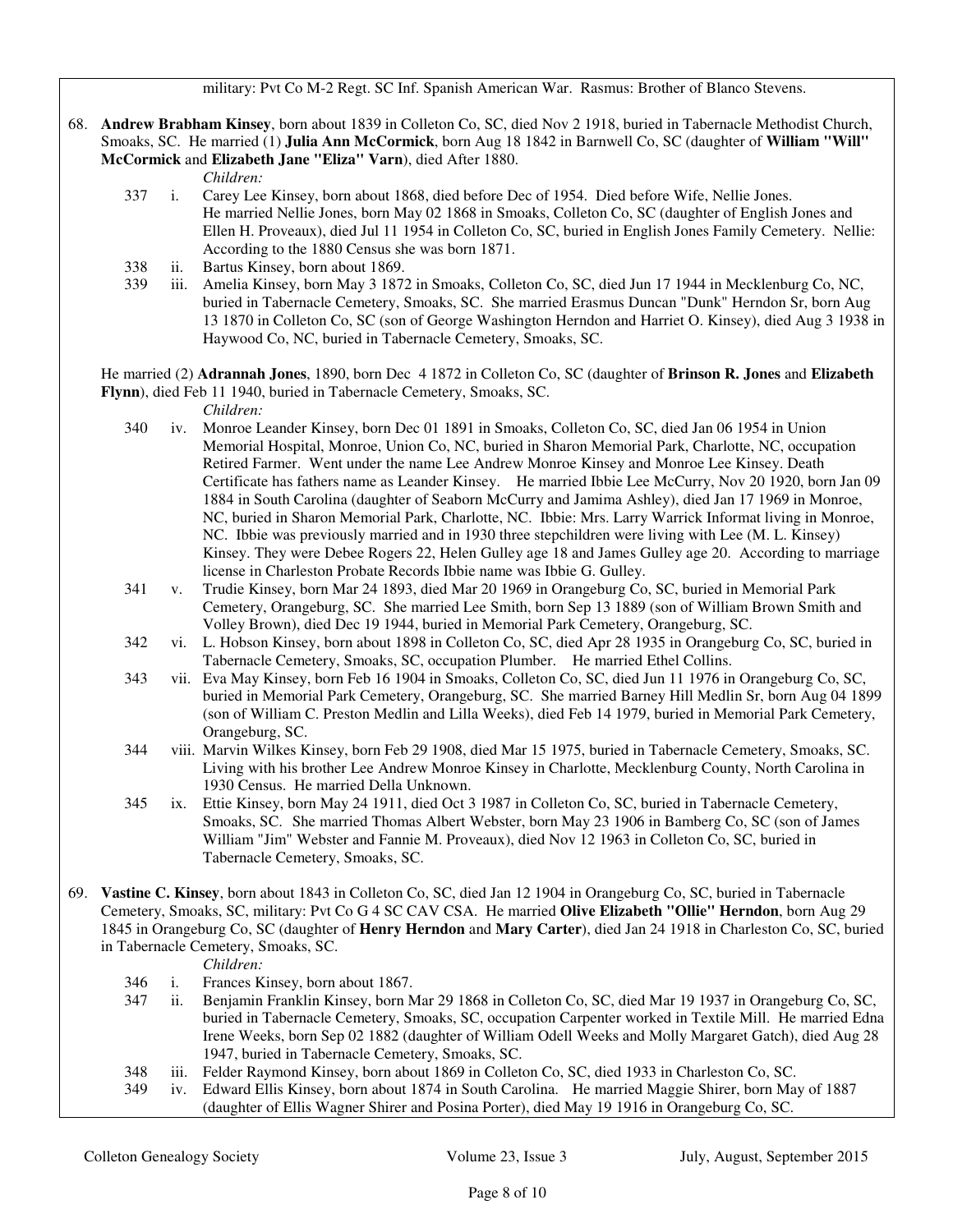military: Pvt Co M-2 Regt. SC Inf. Spanish American War. Rasmus: Brother of Blanco Stevens.

68. **Andrew Brabham Kinsey**, born about 1839 in Colleton Co, SC, died Nov 2 1918, buried in Tabernacle Methodist Church, Smoaks, SC. He married (1) **Julia Ann McCormick**, born Aug 18 1842 in Barnwell Co, SC (daughter of **William "Will" McCormick** and **Elizabeth Jane "Eliza" Varn**), died After 1880.

    *Children:*

    337 i. Carey Lee Kinsey, born about 1868, died before Dec of 1954. Died before Wife, Nellie Jones. He married Nellie Jones, born May 02 1868 in Smoaks, Colleton Co, SC (daughter of English Jones and Ellen H. Proveaux), died Jul 11 1954 in Colleton Co, SC, buried in English Jones Family Cemetery. Nellie: According to the 1880 Census she was born 1871.

    338 ii. Bartus Kinsey, born about 1869.

    339 iii. Amelia Kinsey, born May 3 1872 in Smoaks, Colleton Co, SC, died Jun 17 1944 in Mecklenburg Co, NC, buried in Tabernacle Cemetery, Smoaks, SC. She married Erasmus Duncan "Dunk" Herndon Sr, born Aug 13 1870 in Colleton Co, SC (son of George Washington Herndon and Harriet O. Kinsey), died Aug 3 1938 in Haywood Co, NC, buried in Tabernacle Cemetery, Smoaks, SC.

    He married (2) **Adrannah Jones**, 1890, born Dec 4 1872 in Colleton Co, SC (daughter of **Brinson R. Jones** and **Elizabeth Flynn**), died Feb 11 1940, buried in Tabernacle Cemetery, Smoaks, SC.

    *Children:*

    340 iv. Monroe Leander Kinsey, born Dec 01 1891 in Smoaks, Colleton Co, SC, died Jan 06 1954 in Union Memorial Hospital, Monroe, Union Co, NC, buried in Sharon Memorial Park, Charlotte, NC, occupation Retired Farmer. Went under the name Lee Andrew Monroe Kinsey and Monroe Lee Kinsey. Death Certificate has fathers name as Leander Kinsey. He married Ibbie Lee McCurry, Nov 20 1920, born Jan 09 1884 in South Carolina (daughter of Seaborn McCurry and Jamima Ashley), died Jan 17 1969 in Monroe, NC, buried in Sharon Memorial Park, Charlotte, NC. Ibbie: Mrs. Larry Warrick Informat living in Monroe, NC. Ibbie was previously married and in 1930 three stepchildren were living with Lee (M. L. Kinsey) Kinsey. They were Debee Rogers 22, Helen Gulley age 18 and James Gulley age 20. According to marriage license in Charleston Probate Records Ibbie name was Ibbie G. Gulley.

    341 v. Trudie Kinsey, born Mar 24 1893, died Mar 20 1969 in Orangeburg Co, SC, buried in Memorial Park Cemetery, Orangeburg, SC. She married Lee Smith, born Sep 13 1889 (son of William Brown Smith and Volley Brown), died Dec 19 1944, buried in Memorial Park Cemetery, Orangeburg, SC.

    342 vi. L. Hobson Kinsey, born about 1898 in Colleton Co, SC, died Apr 28 1935 in Orangeburg Co, SC, buried in Tabernacle Cemetery, Smoaks, SC, occupation Plumber. He married Ethel Collins.

    343 vii. Eva May Kinsey, born Feb 16 1904 in Smoaks, Colleton Co, SC, died Jun 11 1976 in Orangeburg Co, SC, buried in Memorial Park Cemetery, Orangeburg, SC. She married Barney Hill Medlin Sr, born Aug 04 1899 (son of William C. Preston Medlin and Lilla Weeks), died Feb 14 1979, buried in Memorial Park Cemetery, Orangeburg, SC.

    344 viii. Marvin Wilkes Kinsey, born Feb 29 1908, died Mar 15 1975, buried in Tabernacle Cemetery, Smoaks, SC. Living with his brother Lee Andrew Monroe Kinsey in Charlotte, Mecklenburg County, North Carolina in 1930 Census. He married Della Unknown.

    345 ix. Ettie Kinsey, born May 24 1911, died Oct 3 1987 in Colleton Co, SC, buried in Tabernacle Cemetery, Smoaks, SC. She married Thomas Albert Webster, born May 23 1906 in Bamberg Co, SC (son of James William "Jim" Webster and Fannie M. Proveaux), died Nov 12 1963 in Colleton Co, SC, buried in Tabernacle Cemetery, Smoaks, SC.

69. **Vastine C. Kinsey**, born about 1843 in Colleton Co, SC, died Jan 12 1904 in Orangeburg Co, SC, buried in Tabernacle Cemetery, Smoaks, SC, military: Pvt Co G 4 SC CAV CSA. He married **Olive Elizabeth "Ollie" Herndon**, born Aug 29 1845 in Orangeburg Co, SC (daughter of **Henry Herndon** and **Mary Carter**), died Jan 24 1918 in Charleston Co, SC, buried in Tabernacle Cemetery, Smoaks, SC.

    *Children:*

    346 i. Frances Kinsey, born about 1867.

    347 ii. Benjamin Franklin Kinsey, born Mar 29 1868 in Colleton Co, SC, died Mar 19 1937 in Orangeburg Co, SC, buried in Tabernacle Cemetery, Smoaks, SC, occupation Carpenter worked in Textile Mill. He married Edna Irene Weeks, born Sep 02 1882 (daughter of William Odell Weeks and Molly Margaret Gatch), died Aug 28 1947, buried in Tabernacle Cemetery, Smoaks, SC.

    348 iii. Felder Raymond Kinsey, born about 1869 in Colleton Co, SC, died 1933 in Charleston Co, SC.

    349 iv. Edward Ellis Kinsey, born about 1874 in South Carolina. He married Maggie Shirer, born May of 1887 (daughter of Ellis Wagner Shirer and Posina Porter), died May 19 1916 in Orangeburg Co, SC.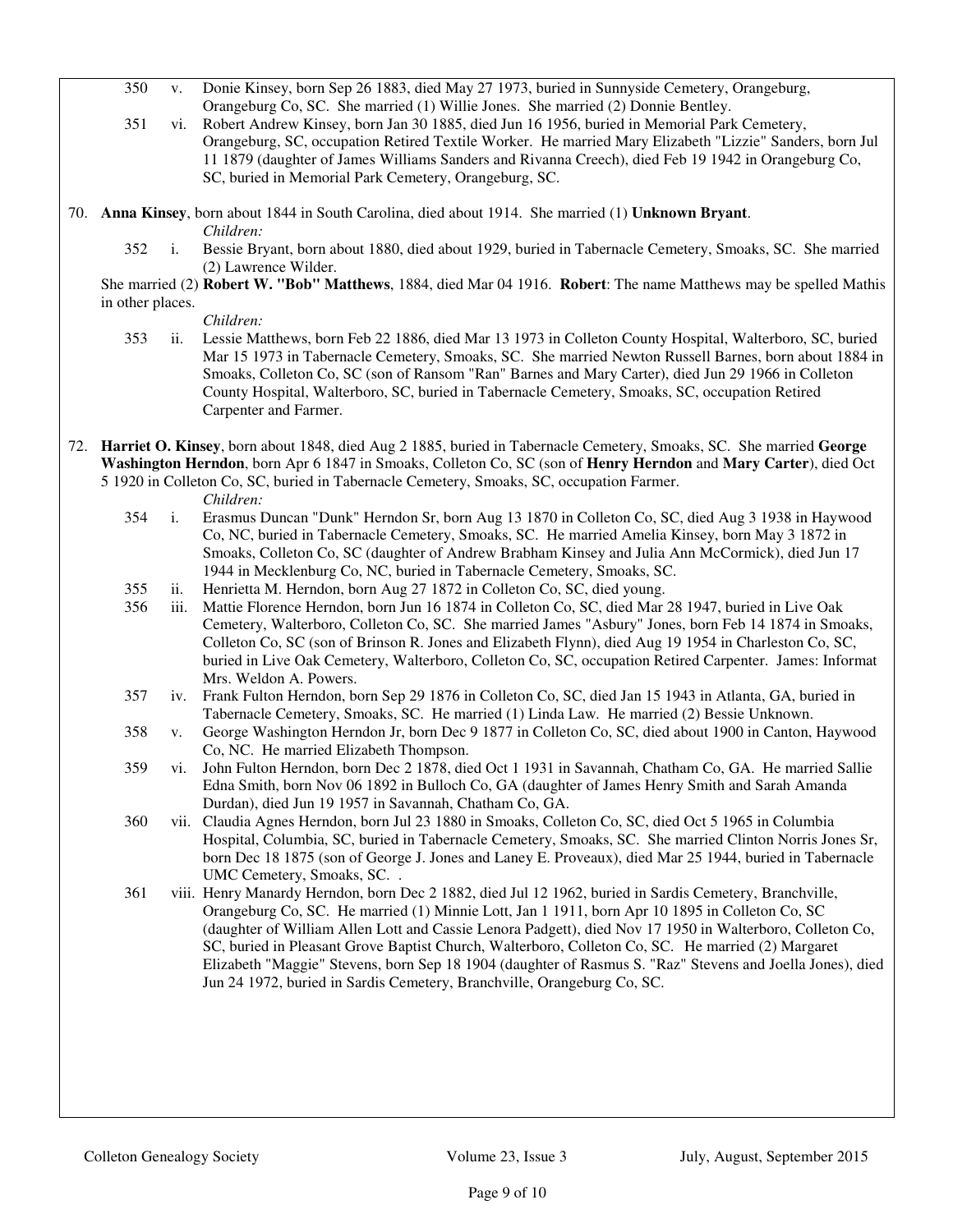350 v. Donie Kinsey, born Sep 26 1883, died May 27 1973, buried in Sunnyside Cemetery, Orangeburg, Orangeburg Co, SC. She married (1) Willie Jones. She married (2) Donnie Bentley.

351 vi. Robert Andrew Kinsey, born Jan 30 1885, died Jun 16 1956, buried in Memorial Park Cemetery, Orangeburg, SC, occupation Retired Textile Worker. He married Mary Elizabeth "Lizzie" Sanders, born Jul 11 1879 (daughter of James Williams Sanders and Rivanna Creech), died Feb 19 1942 in Orangeburg Co, SC, buried in Memorial Park Cemetery, Orangeburg, SC.

70. **Anna Kinsey**, born about 1844 in South Carolina, died about 1914. She married (1) **Unknown Bryant**.

*Children:*

352 i. Bessie Bryant, born about 1880, died about 1929, buried in Tabernacle Cemetery, Smoaks, SC. She married (2) Lawrence Wilder.

She married (2) **Robert W. "Bob" Matthews**, 1884, died Mar 04 1916. **Robert**: The name Matthews may be spelled Mathis in other places.

*Children:*

353 ii. Lessie Matthews, born Feb 22 1886, died Mar 13 1973 in Colleton County Hospital, Walterboro, SC, buried Mar 15 1973 in Tabernacle Cemetery, Smoaks, SC. She married Newton Russell Barnes, born about 1884 in Smoaks, Colleton Co, SC (son of Ransom "Ran" Barnes and Mary Carter), died Jun 29 1966 in Colleton County Hospital, Walterboro, SC, buried in Tabernacle Cemetery, Smoaks, SC, occupation Retired Carpenter and Farmer.

72. **Harriet O. Kinsey**, born about 1848, died Aug 2 1885, buried in Tabernacle Cemetery, Smoaks, SC. She married **George Washington Herndon**, born Apr 6 1847 in Smoaks, Colleton Co, SC (son of **Henry Herndon** and **Mary Carter**), died Oct 5 1920 in Colleton Co, SC, buried in Tabernacle Cemetery, Smoaks, SC, occupation Farmer.

*Children:*

354 i. Erasmus Duncan "Dunk" Herndon Sr, born Aug 13 1870 in Colleton Co, SC, died Aug 3 1938 in Haywood Co, NC, buried in Tabernacle Cemetery, Smoaks, SC. He married Amelia Kinsey, born May 3 1872 in Smoaks, Colleton Co, SC (daughter of Andrew Brabham Kinsey and Julia Ann McCormick), died Jun 17 1944 in Mecklenburg Co, NC, buried in Tabernacle Cemetery, Smoaks, SC.

355 ii. Henrietta M. Herndon, born Aug 27 1872 in Colleton Co, SC, died young.

356 iii. Mattie Florence Herndon, born Jun 16 1874 in Colleton Co, SC, died Mar 28 1947, buried in Live Oak Cemetery, Walterboro, Colleton Co, SC. She married James "Asbury" Jones, born Feb 14 1874 in Smoaks, Colleton Co, SC (son of Brinson R. Jones and Elizabeth Flynn), died Aug 19 1954 in Charleston Co, SC, buried in Live Oak Cemetery, Walterboro, Colleton Co, SC, occupation Retired Carpenter. James: Informat Mrs. Weldon A. Powers.

357 iv. Frank Fulton Herndon, born Sep 29 1876 in Colleton Co, SC, died Jan 15 1943 in Atlanta, GA, buried in Tabernacle Cemetery, Smoaks, SC. He married (1) Linda Law. He married (2) Bessie Unknown.

358 v. George Washington Herndon Jr, born Dec 9 1877 in Colleton Co, SC, died about 1900 in Canton, Haywood Co, NC. He married Elizabeth Thompson.

359 vi. John Fulton Herndon, born Dec 2 1878, died Oct 1 1931 in Savannah, Chatham Co, GA. He married Sallie Edna Smith, born Nov 06 1892 in Bulloch Co, GA (daughter of James Henry Smith and Sarah Amanda Durdan), died Jun 19 1957 in Savannah, Chatham Co, GA.

360 vii. Claudia Agnes Herndon, born Jul 23 1880 in Smoaks, Colleton Co, SC, died Oct 5 1965 in Columbia Hospital, Columbia, SC, buried in Tabernacle Cemetery, Smoaks, SC. She married Clinton Norris Jones Sr, born Dec 18 1875 (son of George J. Jones and Laney E. Proveaux), died Mar 25 1944, buried in Tabernacle UMC Cemetery, Smoaks, SC. .

361 viii. Henry Manardy Herndon, born Dec 2 1882, died Jul 12 1962, buried in Sardis Cemetery, Branchville, Orangeburg Co, SC. He married (1) Minnie Lott, Jan 1 1911, born Apr 10 1895 in Colleton Co, SC (daughter of William Allen Lott and Cassie Lenora Padgett), died Nov 17 1950 in Walterboro, Colleton Co, SC, buried in Pleasant Grove Baptist Church, Walterboro, Colleton Co, SC. He married (2) Margaret Elizabeth "Maggie" Stevens, born Sep 18 1904 (daughter of Rasmus S. "Raz" Stevens and Joella Jones), died Jun 24 1972, buried in Sardis Cemetery, Branchville, Orangeburg Co, SC.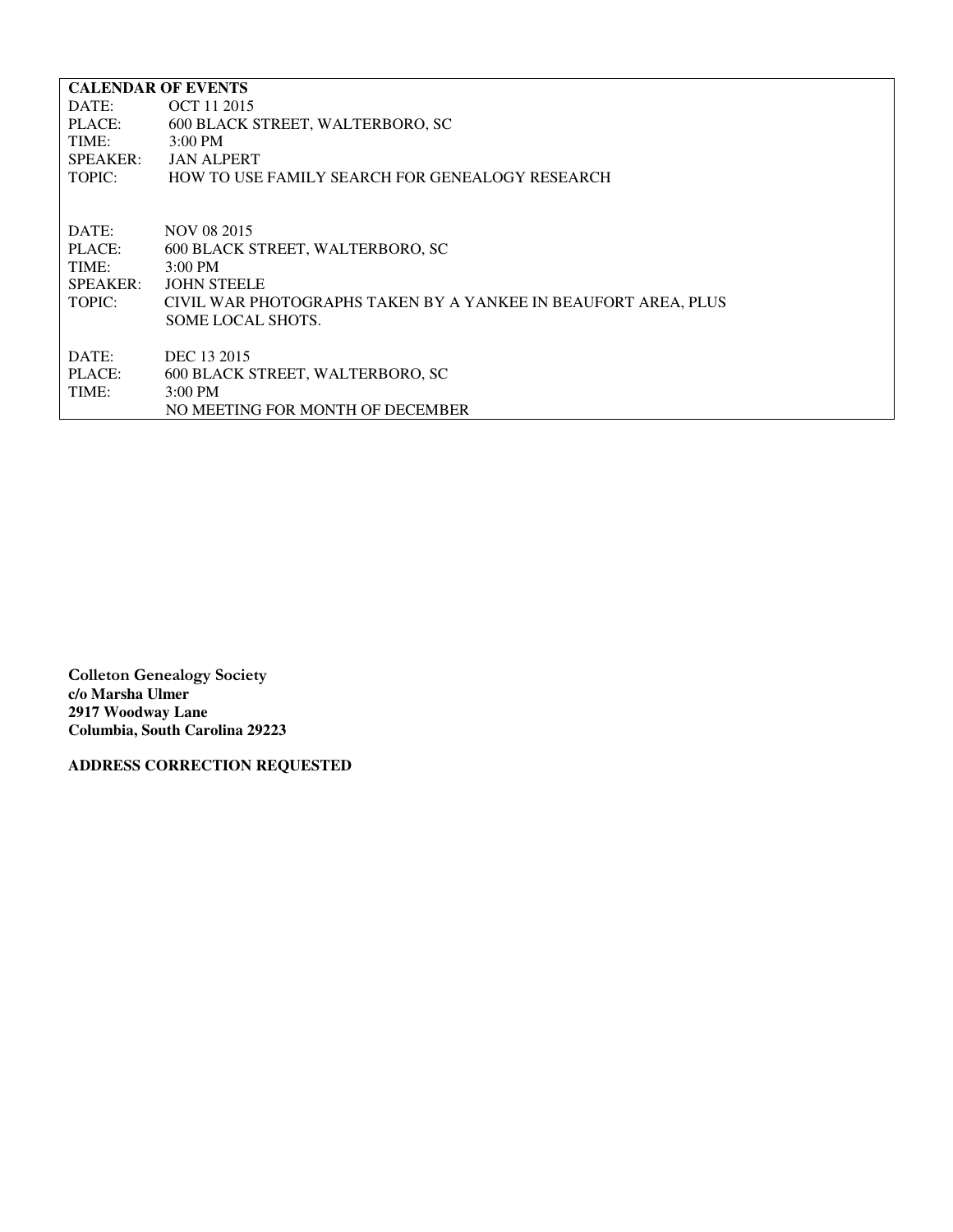**CALENDAR OF EVENTS**

| | |
|---|---|
| DATE: | OCT 11 2015 |
| PLACE: | 600 BLACK STREET, WALTERBORO, SC |
| TIME: | 3:00 PM |
| SPEAKER: | JAN ALPERT |
| TOPIC: | HOW TO USE FAMILY SEARCH FOR GENEALOGY RESEARCH |
| | |
| DATE: | NOV 08 2015 |
| PLACE: | 600 BLACK STREET, WALTERBORO, SC |
| TIME: | 3:00 PM |
| SPEAKER: | JOHN STEELE |
| TOPIC: | CIVIL WAR PHOTOGRAPHS TAKEN BY A YANKEE IN BEAUFORT AREA, PLUS SOME LOCAL SHOTS. |
| | |
| DATE: | DEC 13 2015 |
| PLACE: | 600 BLACK STREET, WALTERBORO, SC |
| TIME: | 3:00 PM |
| | NO MEETING FOR MONTH OF DECEMBER |

**Colleton Genealogy Society**
**c/o Marsha Ulmer**
**2917 Woodway Lane**
**Columbia, South Carolina 29223**

**ADDRESS CORRECTION REQUESTED**